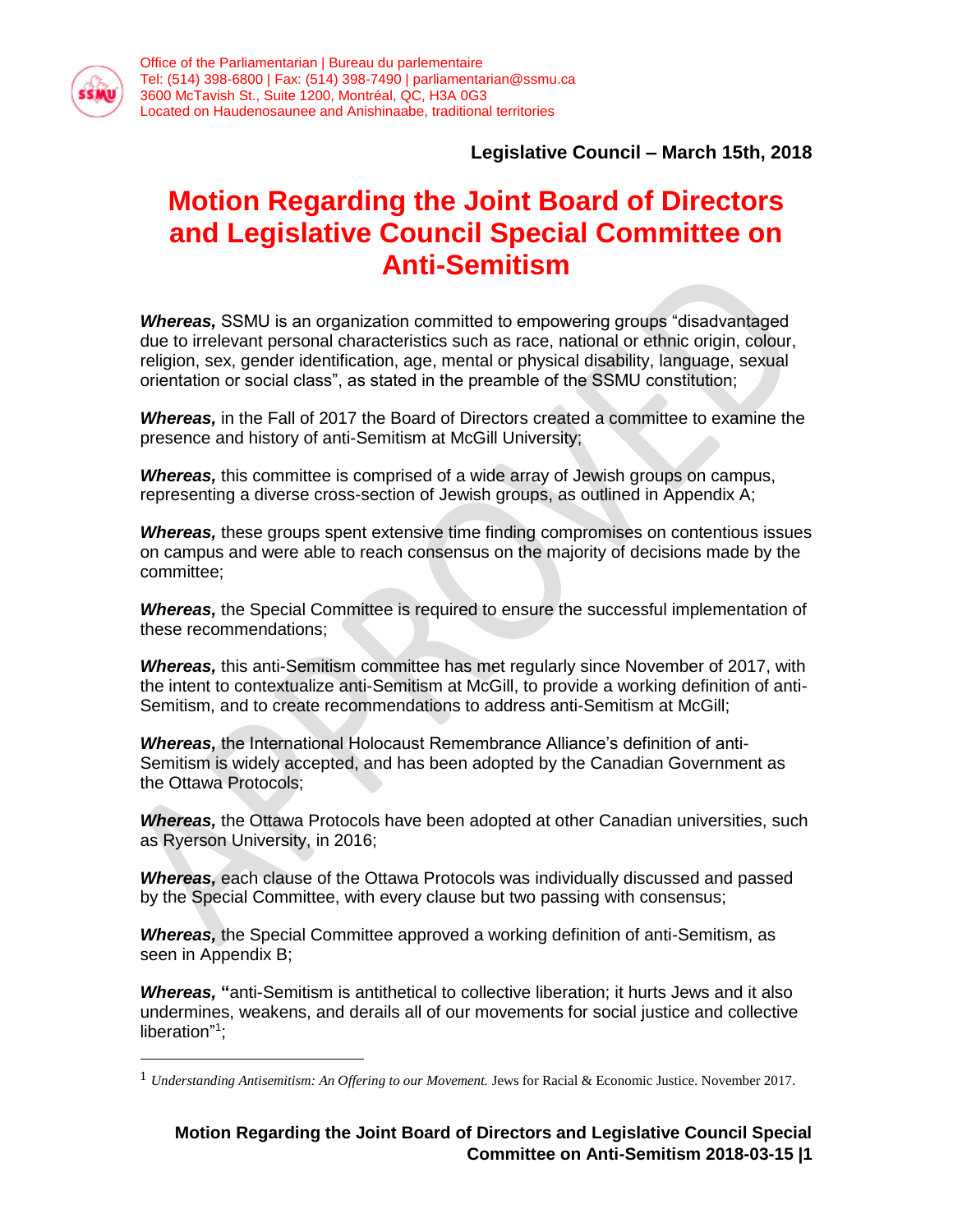Office of the Parliamentarian | Bureau du parlementaire
Tel: (514) 398-6800 | Fax: (514) 398-7490 | parliamentarian@ssmu.ca
3600 McTavish St., Suite 1200, Montréal, QC, H3A 0G3
Located on Haudenosaunee and Anishinaabe, traditional territories

**Legislative Council – March 15th, 2018**

# Motion Regarding the Joint Board of Directors and Legislative Council Special Committee on Anti-Semitism

***Whereas,*** SSMU is an organization committed to empowering groups "disadvantaged due to irrelevant personal characteristics such as race, national or ethnic origin, colour, religion, sex, gender identification, age, mental or physical disability, language, sexual orientation or social class", as stated in the preamble of the SSMU constitution;

***Whereas,*** in the Fall of 2017 the Board of Directors created a committee to examine the presence and history of anti-Semitism at McGill University;

***Whereas,*** this committee is comprised of a wide array of Jewish groups on campus, representing a diverse cross-section of Jewish groups, as outlined in Appendix A;

***Whereas,*** these groups spent extensive time finding compromises on contentious issues on campus and were able to reach consensus on the majority of decisions made by the committee;

***Whereas,*** the Special Committee is required to ensure the successful implementation of these recommendations;

***Whereas,*** this anti-Semitism committee has met regularly since November of 2017, with the intent to contextualize anti-Semitism at McGill, to provide a working definition of anti-Semitism, and to create recommendations to address anti-Semitism at McGill;

***Whereas,*** the International Holocaust Remembrance Alliance's definition of anti-Semitism is widely accepted, and has been adopted by the Canadian Government as the Ottawa Protocols;

***Whereas,*** the Ottawa Protocols have been adopted at other Canadian universities, such as Ryerson University, in 2016;

***Whereas,*** each clause of the Ottawa Protocols was individually discussed and passed by the Special Committee, with every clause but two passing with consensus;

***Whereas,*** the Special Committee approved a working definition of anti-Semitism, as seen in Appendix B;

***Whereas,*** "anti-Semitism is antithetical to collective liberation; it hurts Jews and it also undermines, weakens, and derails all of our movements for social justice and collective liberation"[1];

[1] *Understanding Antisemitism: An Offering to our Movement.* Jews for Racial & Economic Justice. November 2017.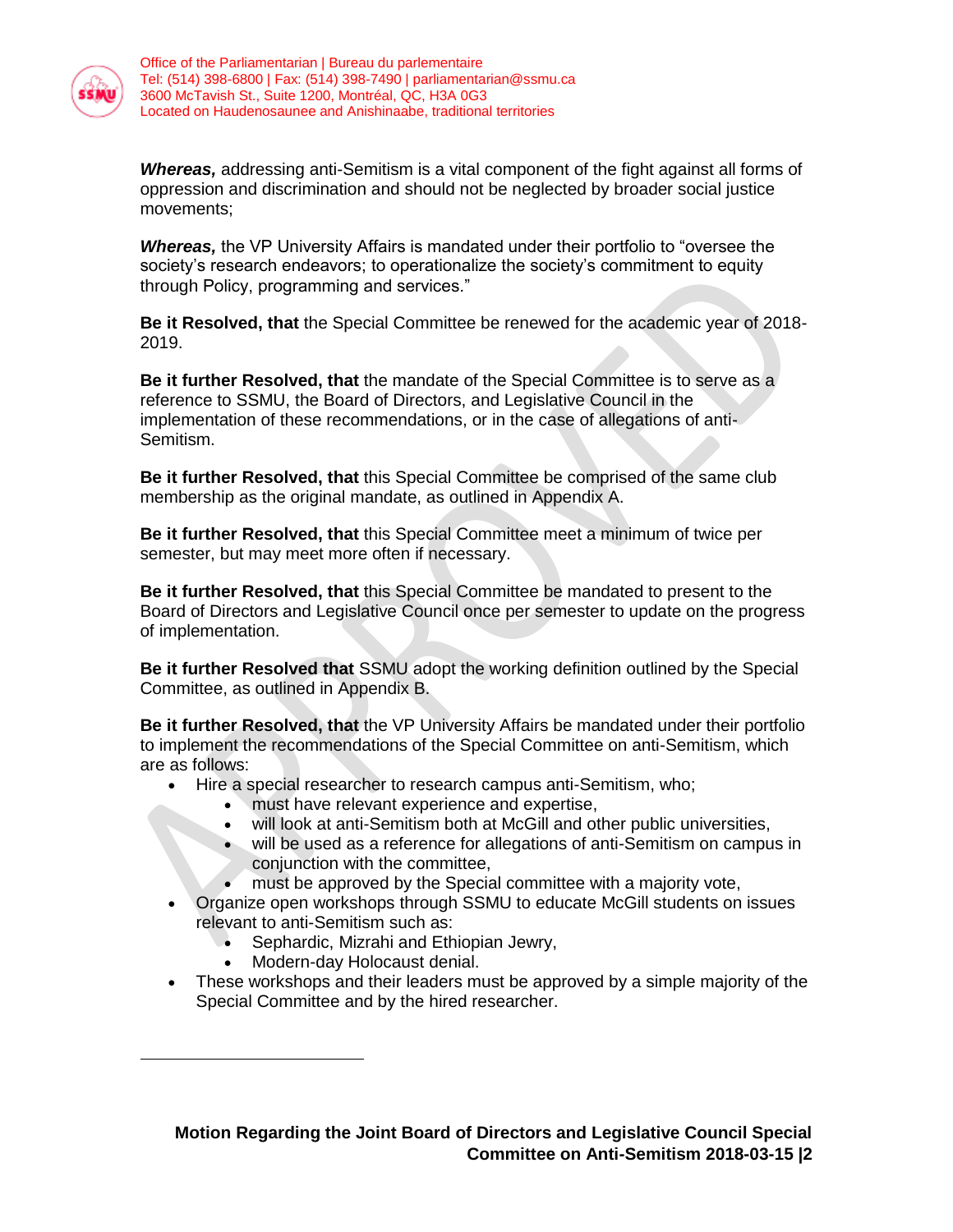***Whereas,*** addressing anti-Semitism is a vital component of the fight against all forms of oppression and discrimination and should not be neglected by broader social justice movements;

***Whereas,*** the VP University Affairs is mandated under their portfolio to "oversee the society's research endeavors; to operationalize the society's commitment to equity through Policy, programming and services."

**Be it Resolved, that** the Special Committee be renewed for the academic year of 2018-2019.

**Be it further Resolved, that** the mandate of the Special Committee is to serve as a reference to SSMU, the Board of Directors, and Legislative Council in the implementation of these recommendations, or in the case of allegations of anti-Semitism.

**Be it further Resolved, that** this Special Committee be comprised of the same club membership as the original mandate, as outlined in Appendix A.

**Be it further Resolved, that** this Special Committee meet a minimum of twice per semester, but may meet more often if necessary.

**Be it further Resolved, that** this Special Committee be mandated to present to the Board of Directors and Legislative Council once per semester to update on the progress of implementation.

**Be it further Resolved that** SSMU adopt the working definition outlined by the Special Committee, as outlined in Appendix B.

**Be it further Resolved, that** the VP University Affairs be mandated under their portfolio to implement the recommendations of the Special Committee on anti-Semitism, which are as follows:

- Hire a special researcher to research campus anti-Semitism, who;
  - must have relevant experience and expertise,
  - will look at anti-Semitism both at McGill and other public universities,
  - will be used as a reference for allegations of anti-Semitism on campus in conjunction with the committee,
  - must be approved by the Special committee with a majority vote,
- Organize open workshops through SSMU to educate McGill students on issues relevant to anti-Semitism such as:
  - Sephardic, Mizrahi and Ethiopian Jewry,
  - Modern-day Holocaust denial.
- These workshops and their leaders must be approved by a simple majority of the Special Committee and by the hired researcher.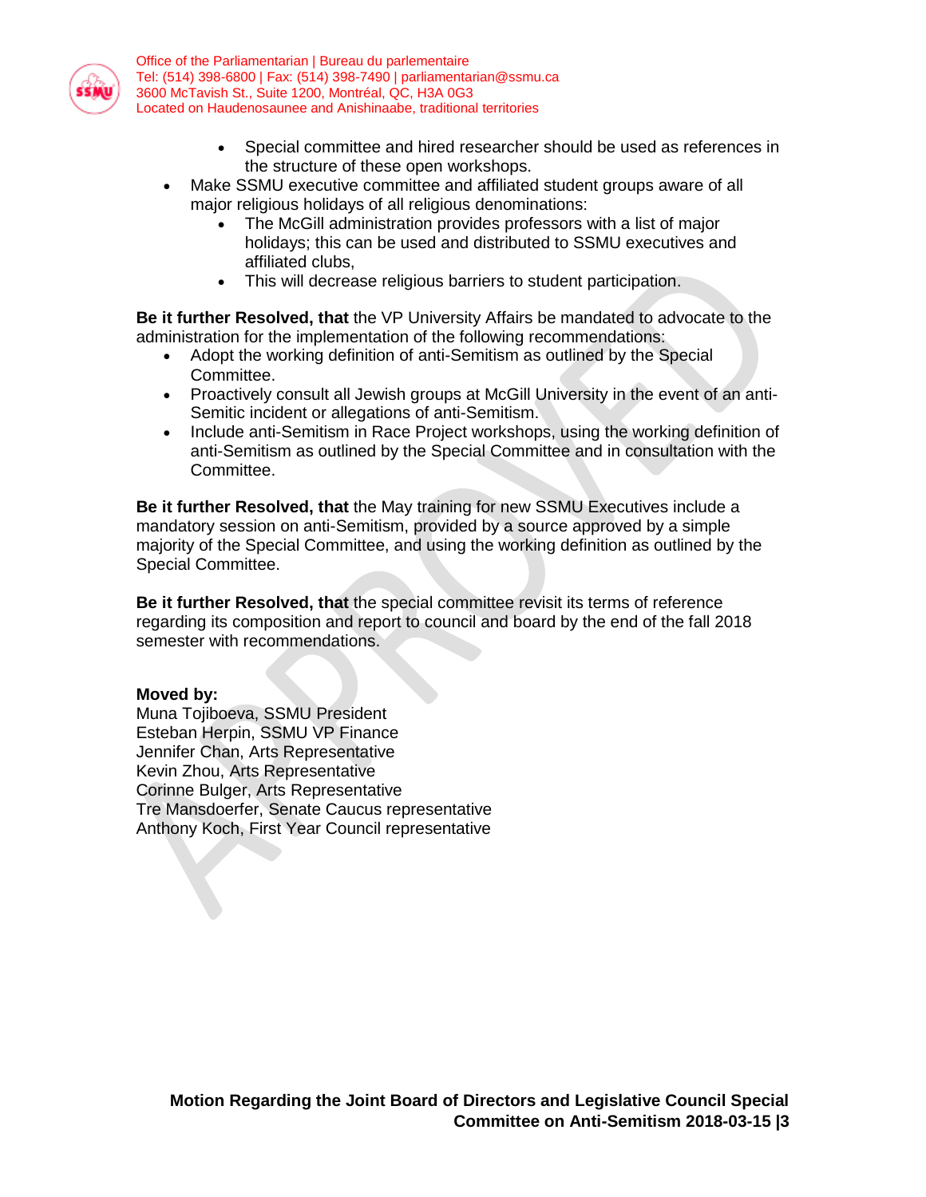- Special committee and hired researcher should be used as references in the structure of these open workshops.
- Make SSMU executive committee and affiliated student groups aware of all major religious holidays of all religious denominations:
    - The McGill administration provides professors with a list of major holidays; this can be used and distributed to SSMU executives and affiliated clubs,
    - This will decrease religious barriers to student participation.

**Be it further Resolved, that** the VP University Affairs be mandated to advocate to the administration for the implementation of the following recommendations:

- Adopt the working definition of anti-Semitism as outlined by the Special Committee.
- Proactively consult all Jewish groups at McGill University in the event of an anti-Semitic incident or allegations of anti-Semitism.
- Include anti-Semitism in Race Project workshops, using the working definition of anti-Semitism as outlined by the Special Committee and in consultation with the Committee.

**Be it further Resolved, that** the May training for new SSMU Executives include a mandatory session on anti-Semitism, provided by a source approved by a simple majority of the Special Committee, and using the working definition as outlined by the Special Committee.

**Be it further Resolved, that** the special committee revisit its terms of reference regarding its composition and report to council and board by the end of the fall 2018 semester with recommendations.

**Moved by:**
Muna Tojiboeva, SSMU President
Esteban Herpin, SSMU VP Finance
Jennifer Chan, Arts Representative
Kevin Zhou, Arts Representative
Corinne Bulger, Arts Representative
Tre Mansdoerfer, Senate Caucus representative
Anthony Koch, First Year Council representative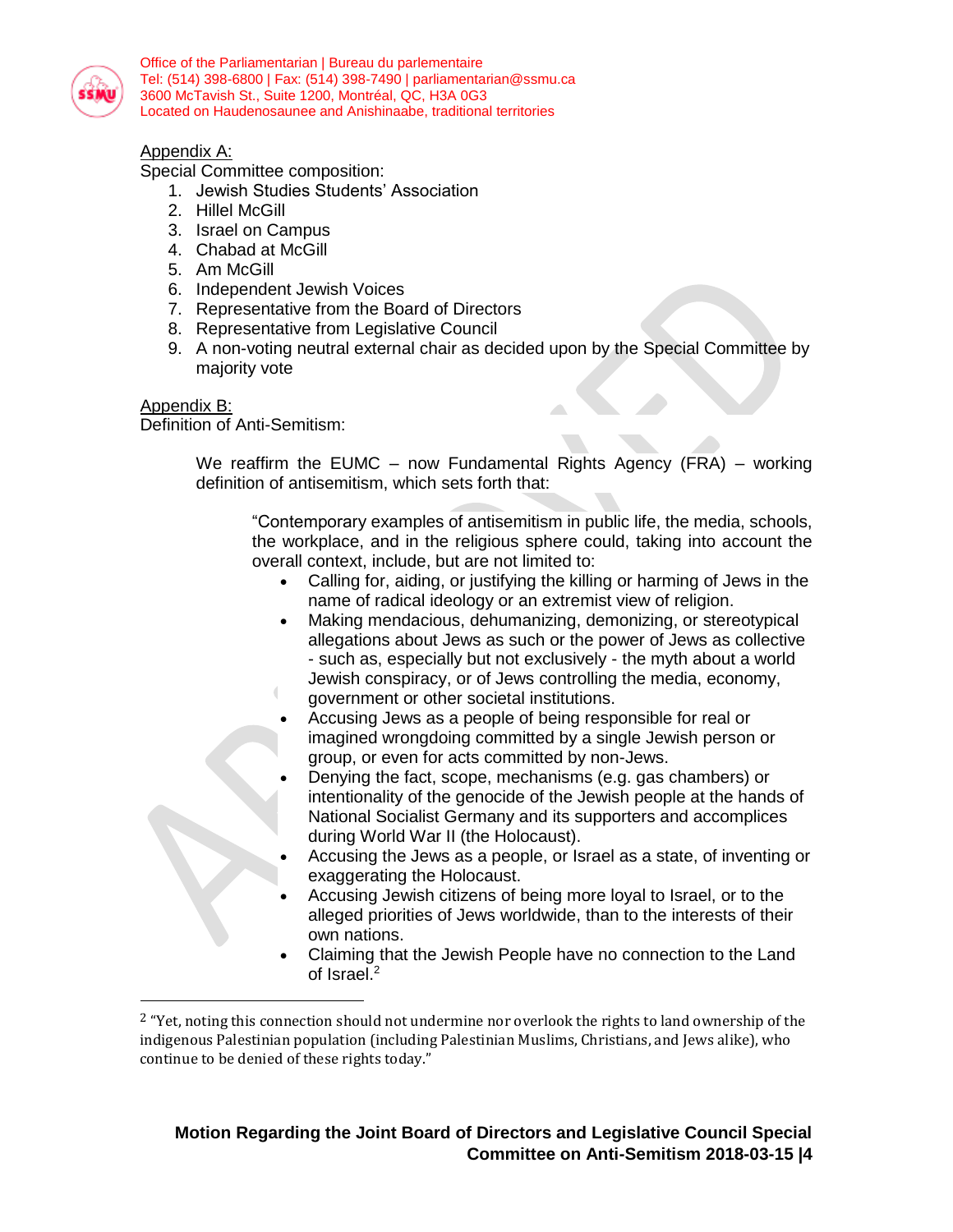Appendix A:

Special Committee composition:

1. Jewish Studies Students' Association
2. Hillel McGill
3. Israel on Campus
4. Chabad at McGill
5. Am McGill
6. Independent Jewish Voices
7. Representative from the Board of Directors
8. Representative from Legislative Council
9. A non-voting neutral external chair as decided upon by the Special Committee by majority vote

Appendix B:

Definition of Anti-Semitism:

> We reaffirm the EUMC – now Fundamental Rights Agency (FRA) – working definition of antisemitism, which sets forth that:
>
> > "Contemporary examples of antisemitism in public life, the media, schools, the workplace, and in the religious sphere could, taking into account the overall context, include, but are not limited to:
> >
> > - Calling for, aiding, or justifying the killing or harming of Jews in the name of radical ideology or an extremist view of religion.
> > - Making mendacious, dehumanizing, demonizing, or stereotypical allegations about Jews as such or the power of Jews as collective - such as, especially but not exclusively - the myth about a world Jewish conspiracy, or of Jews controlling the media, economy, government or other societal institutions.
> > - Accusing Jews as a people of being responsible for real or imagined wrongdoing committed by a single Jewish person or group, or even for acts committed by non-Jews.
> > - Denying the fact, scope, mechanisms (e.g. gas chambers) or intentionality of the genocide of the Jewish people at the hands of National Socialist Germany and its supporters and accomplices during World War II (the Holocaust).
> > - Accusing the Jews as a people, or Israel as a state, of inventing or exaggerating the Holocaust.
> > - Accusing Jewish citizens of being more loyal to Israel, or to the alleged priorities of Jews worldwide, than to the interests of their own nations.
> > - Claiming that the Jewish People have no connection to the Land of Israel.[2]

[2] "Yet, noting this connection should not undermine nor overlook the rights to land ownership of the indigenous Palestinian population (including Palestinian Muslims, Christians, and Jews alike), who continue to be denied of these rights today."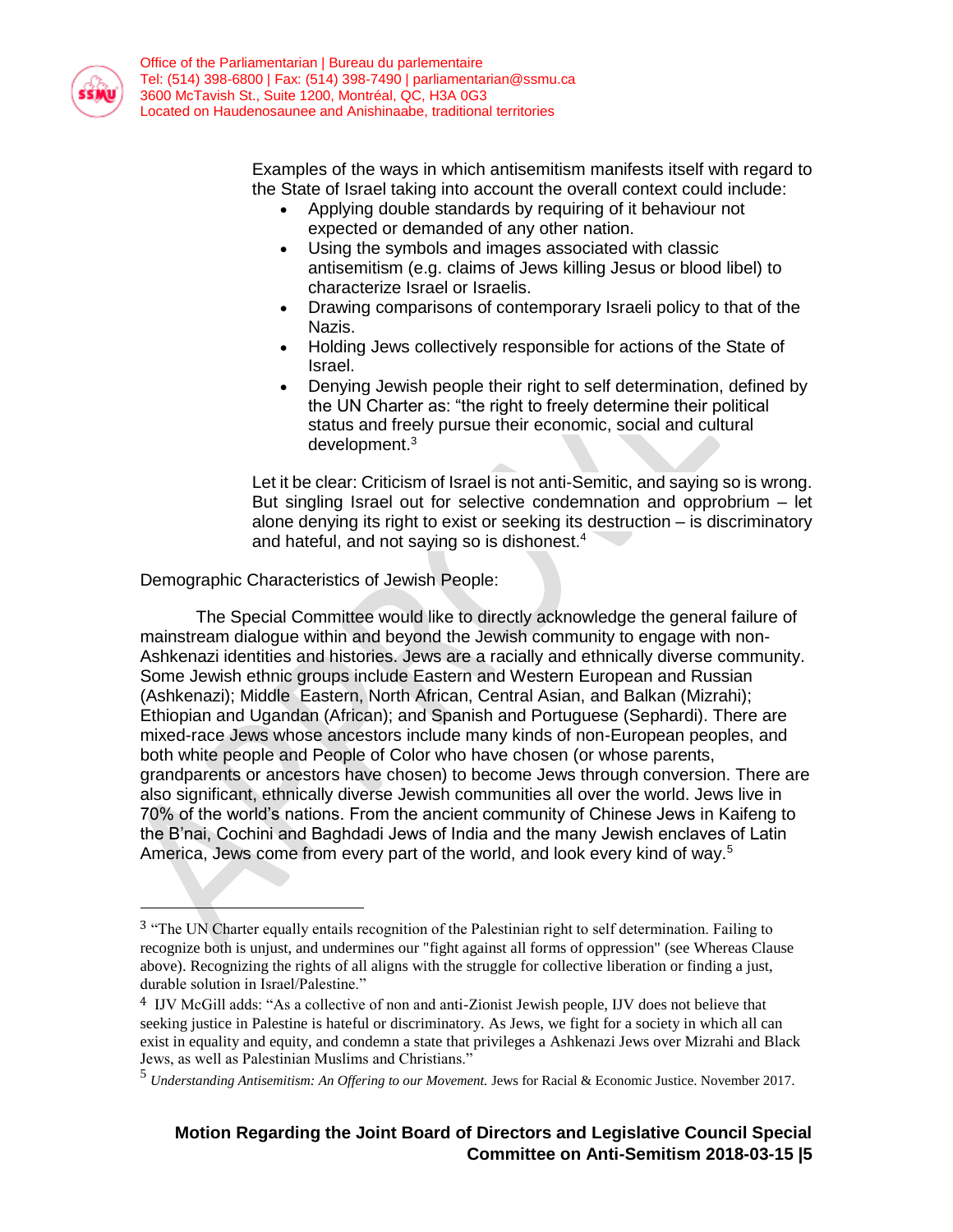Examples of the ways in which antisemitism manifests itself with regard to the State of Israel taking into account the overall context could include:

- Applying double standards by requiring of it behaviour not expected or demanded of any other nation.
- Using the symbols and images associated with classic antisemitism (e.g. claims of Jews killing Jesus or blood libel) to characterize Israel or Israelis.
- Drawing comparisons of contemporary Israeli policy to that of the Nazis.
- Holding Jews collectively responsible for actions of the State of Israel.
- Denying Jewish people their right to self determination, defined by the UN Charter as: "the right to freely determine their political status and freely pursue their economic, social and cultural development.[3]

Let it be clear: Criticism of Israel is not anti-Semitic, and saying so is wrong. But singling Israel out for selective condemnation and opprobrium – let alone denying its right to exist or seeking its destruction – is discriminatory and hateful, and not saying so is dishonest.[4]

Demographic Characteristics of Jewish People:

The Special Committee would like to directly acknowledge the general failure of mainstream dialogue within and beyond the Jewish community to engage with non-Ashkenazi identities and histories. Jews are a racially and ethnically diverse community. Some Jewish ethnic groups include Eastern and Western European and Russian (Ashkenazi); Middle Eastern, North African, Central Asian, and Balkan (Mizrahi); Ethiopian and Ugandan (African); and Spanish and Portuguese (Sephardi). There are mixed-race Jews whose ancestors include many kinds of non-European peoples, and both white people and People of Color who have chosen (or whose parents, grandparents or ancestors have chosen) to become Jews through conversion. There are also significant, ethnically diverse Jewish communities all over the world. Jews live in 70% of the world's nations. From the ancient community of Chinese Jews in Kaifeng to the B'nai, Cochini and Baghdadi Jews of India and the many Jewish enclaves of Latin America, Jews come from every part of the world, and look every kind of way.[5]

---

[3] "The UN Charter equally entails recognition of the Palestinian right to self determination. Failing to recognize both is unjust, and undermines our "fight against all forms of oppression" (see Whereas Clause above). Recognizing the rights of all aligns with the struggle for collective liberation or finding a just, durable solution in Israel/Palestine."

[4] IJV McGill adds: "As a collective of non and anti-Zionist Jewish people, IJV does not believe that seeking justice in Palestine is hateful or discriminatory. As Jews, we fight for a society in which all can exist in equality and equity, and condemn a state that privileges a Ashkenazi Jews over Mizrahi and Black Jews, as well as Palestinian Muslims and Christians."

[5] *Understanding Antisemitism: An Offering to our Movement.* Jews for Racial & Economic Justice. November 2017.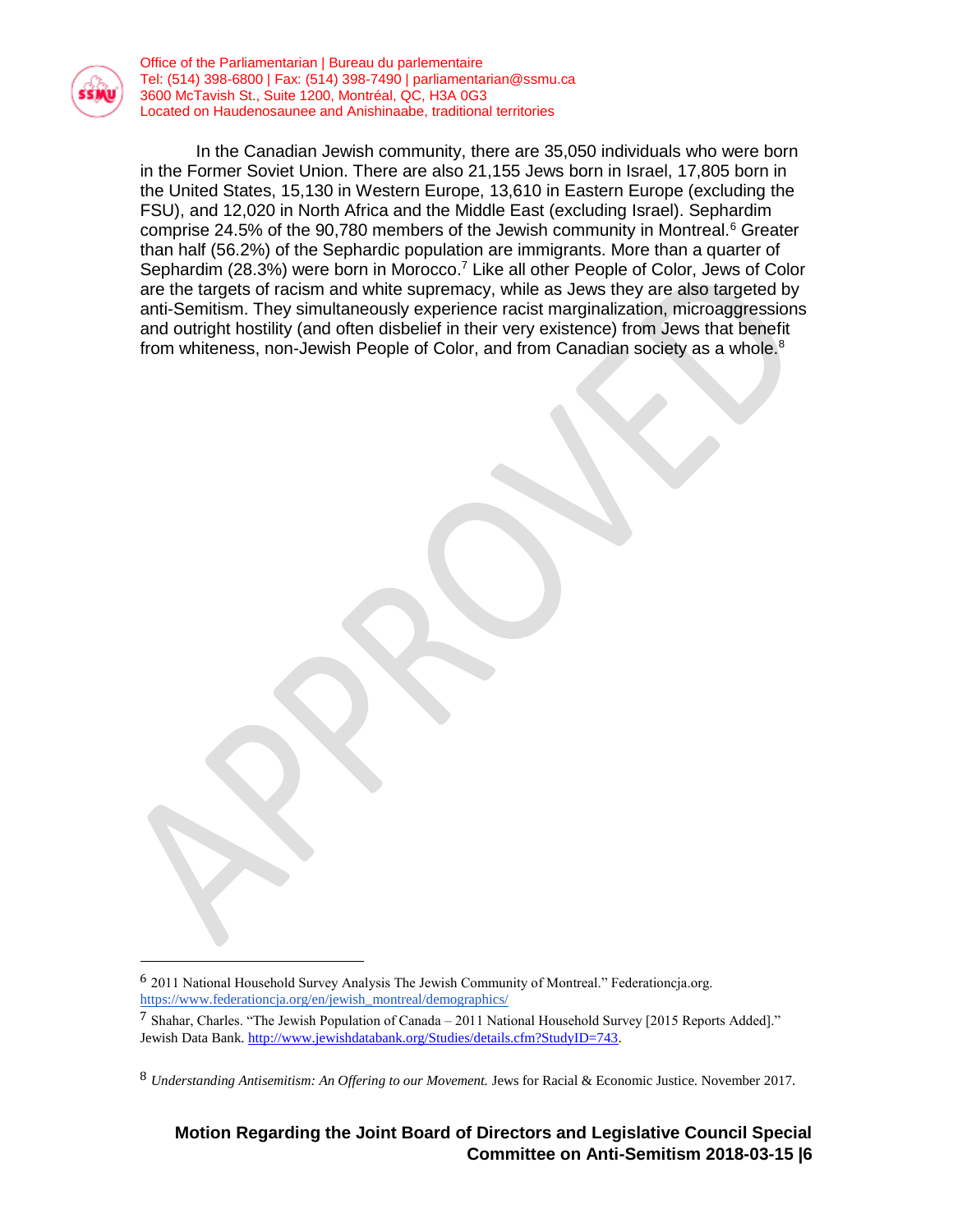In the Canadian Jewish community, there are 35,050 individuals who were born in the Former Soviet Union. There are also 21,155 Jews born in Israel, 17,805 born in the United States, 15,130 in Western Europe, 13,610 in Eastern Europe (excluding the FSU), and 12,020 in North Africa and the Middle East (excluding Israel). Sephardim comprise 24.5% of the 90,780 members of the Jewish community in Montreal.[6] Greater than half (56.2%) of the Sephardic population are immigrants. More than a quarter of Sephardim (28.3%) were born in Morocco.[7] Like all other People of Color, Jews of Color are the targets of racism and white supremacy, while as Jews they are also targeted by anti-Semitism. They simultaneously experience racist marginalization, microaggressions and outright hostility (and often disbelief in their very existence) from Jews that benefit from whiteness, non-Jewish People of Color, and from Canadian society as a whole.[8]

---

[6] 2011 National Household Survey Analysis The Jewish Community of Montreal." Federationcja.org. https://www.federationcja.org/en/jewish_montreal/demographics/

[7] Shahar, Charles. "The Jewish Population of Canada – 2011 National Household Survey [2015 Reports Added]." Jewish Data Bank. http://www.jewishdatabank.org/Studies/details.cfm?StudyID=743.

[8] *Understanding Antisemitism: An Offering to our Movement.* Jews for Racial & Economic Justice. November 2017.